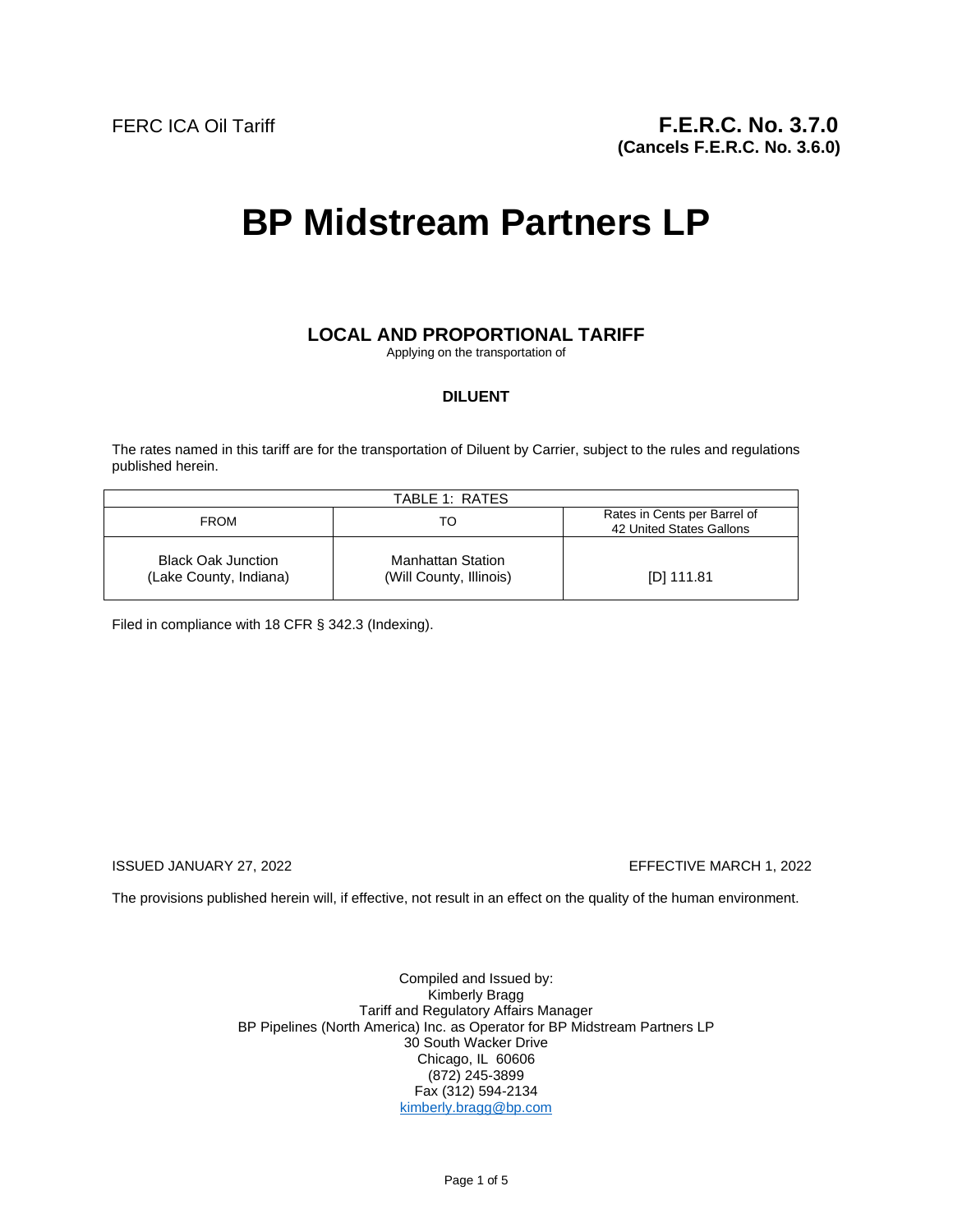FERC ICA Oil Tariff

**F.E.R.C. No. 3.7.0**
**(Cancels F.E.R.C. No. 3.6.0)**

# BP Midstream Partners LP

## LOCAL AND PROPORTIONAL TARIFF

Applying on the transportation of

### DILUENT

The rates named in this tariff are for the transportation of Diluent by Carrier, subject to the rules and regulations published herein.

| TABLE 1: RATES | | |
|---|---|---|
| FROM | TO | Rates in Cents per Barrel of 42 United States Gallons |
| Black Oak Junction (Lake County, Indiana) | Manhattan Station (Will County, Illinois) | [D] 111.81 |

Filed in compliance with 18 CFR § 342.3 (Indexing).

ISSUED JANUARY 27, 2022

EFFECTIVE MARCH 1, 2022

The provisions published herein will, if effective, not result in an effect on the quality of the human environment.

Compiled and Issued by:
Kimberly Bragg
Tariff and Regulatory Affairs Manager
BP Pipelines (North America) Inc. as Operator for BP Midstream Partners LP
30 South Wacker Drive
Chicago, IL 60606
(872) 245-3899
Fax (312) 594-2134
kimberly.bragg@bp.com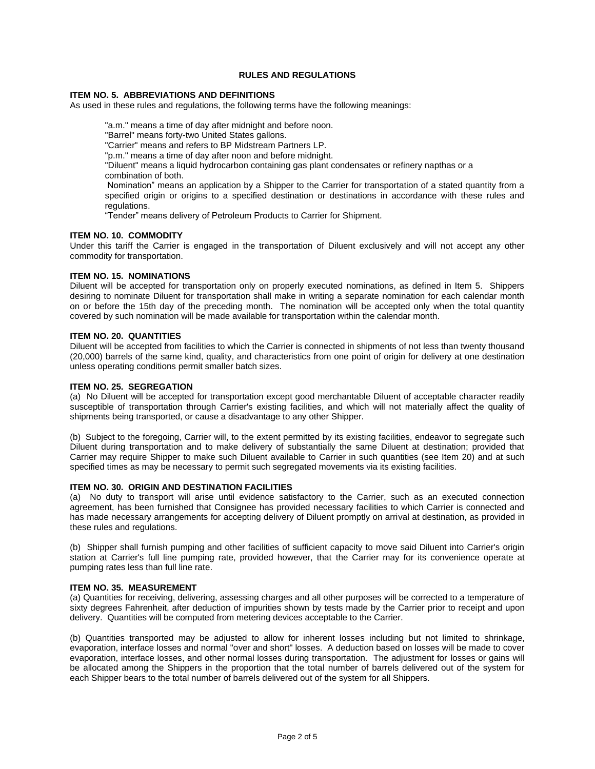# RULES AND REGULATIONS

## ITEM NO. 5. ABBREVIATIONS AND DEFINITIONS

As used in these rules and regulations, the following terms have the following meanings:

"a.m." means a time of day after midnight and before noon.

"Barrel" means forty-two United States gallons.

"Carrier" means and refers to BP Midstream Partners LP.

"p.m." means a time of day after noon and before midnight.

"Diluent" means a liquid hydrocarbon containing gas plant condensates or refinery napthas or a combination of both.

Nomination" means an application by a Shipper to the Carrier for transportation of a stated quantity from a specified origin or origins to a specified destination or destinations in accordance with these rules and regulations.

"Tender" means delivery of Petroleum Products to Carrier for Shipment.

## ITEM NO. 10. COMMODITY

Under this tariff the Carrier is engaged in the transportation of Diluent exclusively and will not accept any other commodity for transportation.

## ITEM NO. 15. NOMINATIONS

Diluent will be accepted for transportation only on properly executed nominations, as defined in Item 5. Shippers desiring to nominate Diluent for transportation shall make in writing a separate nomination for each calendar month on or before the 15th day of the preceding month. The nomination will be accepted only when the total quantity covered by such nomination will be made available for transportation within the calendar month.

## ITEM NO. 20. QUANTITIES

Diluent will be accepted from facilities to which the Carrier is connected in shipments of not less than twenty thousand (20,000) barrels of the same kind, quality, and characteristics from one point of origin for delivery at one destination unless operating conditions permit smaller batch sizes.

## ITEM NO. 25. SEGREGATION

(a) No Diluent will be accepted for transportation except good merchantable Diluent of acceptable character readily susceptible of transportation through Carrier's existing facilities, and which will not materially affect the quality of shipments being transported, or cause a disadvantage to any other Shipper.

(b) Subject to the foregoing, Carrier will, to the extent permitted by its existing facilities, endeavor to segregate such Diluent during transportation and to make delivery of substantially the same Diluent at destination; provided that Carrier may require Shipper to make such Diluent available to Carrier in such quantities (see Item 20) and at such specified times as may be necessary to permit such segregated movements via its existing facilities.

## ITEM NO. 30. ORIGIN AND DESTINATION FACILITIES

(a) No duty to transport will arise until evidence satisfactory to the Carrier, such as an executed connection agreement, has been furnished that Consignee has provided necessary facilities to which Carrier is connected and has made necessary arrangements for accepting delivery of Diluent promptly on arrival at destination, as provided in these rules and regulations.

(b) Shipper shall furnish pumping and other facilities of sufficient capacity to move said Diluent into Carrier's origin station at Carrier's full line pumping rate, provided however, that the Carrier may for its convenience operate at pumping rates less than full line rate.

## ITEM NO. 35. MEASUREMENT

(a) Quantities for receiving, delivering, assessing charges and all other purposes will be corrected to a temperature of sixty degrees Fahrenheit, after deduction of impurities shown by tests made by the Carrier prior to receipt and upon delivery. Quantities will be computed from metering devices acceptable to the Carrier.

(b) Quantities transported may be adjusted to allow for inherent losses including but not limited to shrinkage, evaporation, interface losses and normal "over and short" losses. A deduction based on losses will be made to cover evaporation, interface losses, and other normal losses during transportation. The adjustment for losses or gains will be allocated among the Shippers in the proportion that the total number of barrels delivered out of the system for each Shipper bears to the total number of barrels delivered out of the system for all Shippers.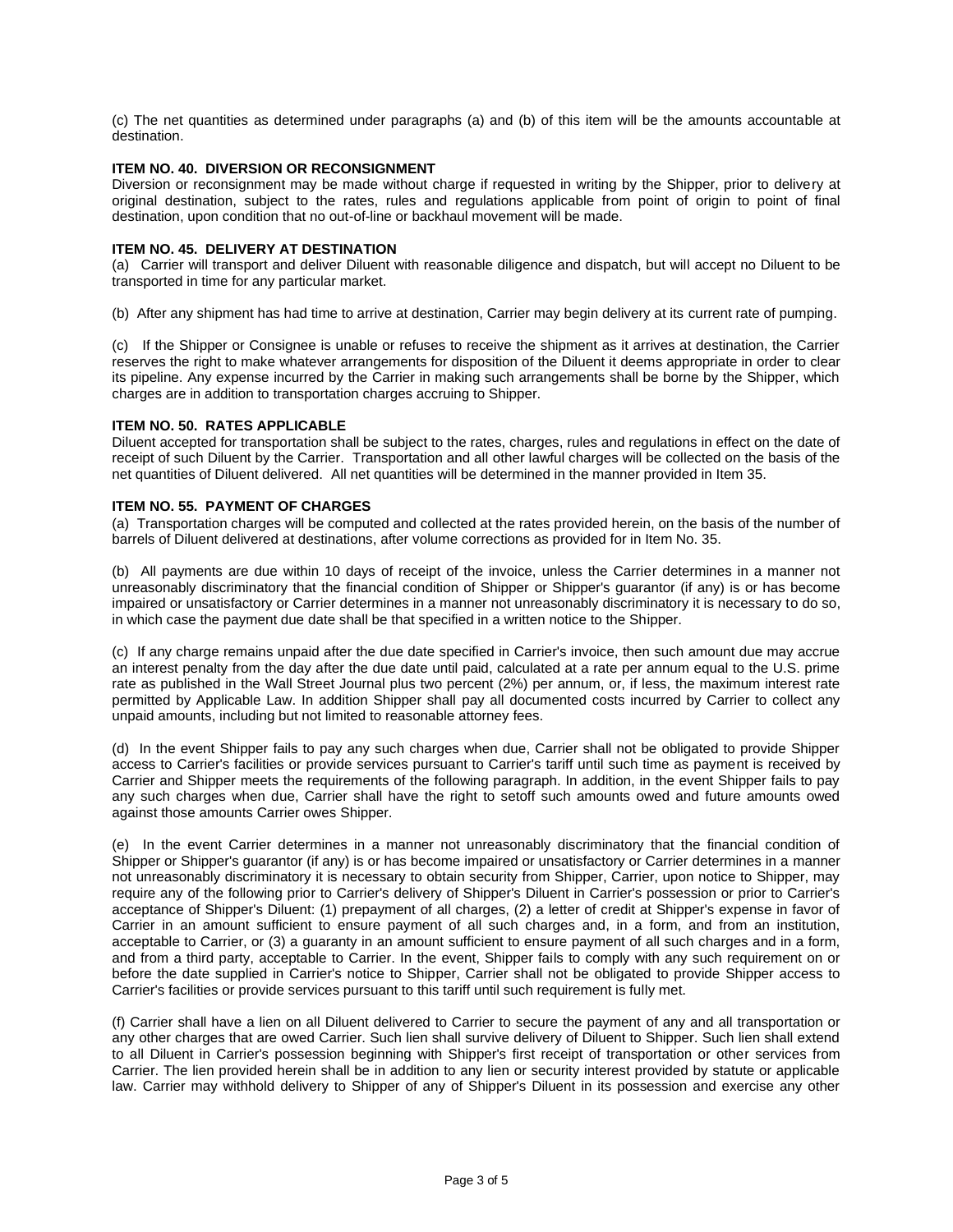(c) The net quantities as determined under paragraphs (a) and (b) of this item will be the amounts accountable at destination.

**ITEM NO. 40. DIVERSION OR RECONSIGNMENT**

Diversion or reconsignment may be made without charge if requested in writing by the Shipper, prior to delivery at original destination, subject to the rates, rules and regulations applicable from point of origin to point of final destination, upon condition that no out-of-line or backhaul movement will be made.

**ITEM NO. 45. DELIVERY AT DESTINATION**

(a) Carrier will transport and deliver Diluent with reasonable diligence and dispatch, but will accept no Diluent to be transported in time for any particular market.

(b) After any shipment has had time to arrive at destination, Carrier may begin delivery at its current rate of pumping.

(c) If the Shipper or Consignee is unable or refuses to receive the shipment as it arrives at destination, the Carrier reserves the right to make whatever arrangements for disposition of the Diluent it deems appropriate in order to clear its pipeline. Any expense incurred by the Carrier in making such arrangements shall be borne by the Shipper, which charges are in addition to transportation charges accruing to Shipper.

**ITEM NO. 50. RATES APPLICABLE**

Diluent accepted for transportation shall be subject to the rates, charges, rules and regulations in effect on the date of receipt of such Diluent by the Carrier. Transportation and all other lawful charges will be collected on the basis of the net quantities of Diluent delivered. All net quantities will be determined in the manner provided in Item 35.

**ITEM NO. 55. PAYMENT OF CHARGES**

(a) Transportation charges will be computed and collected at the rates provided herein, on the basis of the number of barrels of Diluent delivered at destinations, after volume corrections as provided for in Item No. 35.

(b) All payments are due within 10 days of receipt of the invoice, unless the Carrier determines in a manner not unreasonably discriminatory that the financial condition of Shipper or Shipper's guarantor (if any) is or has become impaired or unsatisfactory or Carrier determines in a manner not unreasonably discriminatory it is necessary to do so, in which case the payment due date shall be that specified in a written notice to the Shipper.

(c) If any charge remains unpaid after the due date specified in Carrier's invoice, then such amount due may accrue an interest penalty from the day after the due date until paid, calculated at a rate per annum equal to the U.S. prime rate as published in the Wall Street Journal plus two percent (2%) per annum, or, if less, the maximum interest rate permitted by Applicable Law. In addition Shipper shall pay all documented costs incurred by Carrier to collect any unpaid amounts, including but not limited to reasonable attorney fees.

(d) In the event Shipper fails to pay any such charges when due, Carrier shall not be obligated to provide Shipper access to Carrier's facilities or provide services pursuant to Carrier's tariff until such time as payment is received by Carrier and Shipper meets the requirements of the following paragraph. In addition, in the event Shipper fails to pay any such charges when due, Carrier shall have the right to setoff such amounts owed and future amounts owed against those amounts Carrier owes Shipper.

(e) In the event Carrier determines in a manner not unreasonably discriminatory that the financial condition of Shipper or Shipper's guarantor (if any) is or has become impaired or unsatisfactory or Carrier determines in a manner not unreasonably discriminatory it is necessary to obtain security from Shipper, Carrier, upon notice to Shipper, may require any of the following prior to Carrier's delivery of Shipper's Diluent in Carrier's possession or prior to Carrier's acceptance of Shipper's Diluent: (1) prepayment of all charges, (2) a letter of credit at Shipper's expense in favor of Carrier in an amount sufficient to ensure payment of all such charges and, in a form, and from an institution, acceptable to Carrier, or (3) a guaranty in an amount sufficient to ensure payment of all such charges and in a form, and from a third party, acceptable to Carrier. In the event, Shipper fails to comply with any such requirement on or before the date supplied in Carrier's notice to Shipper, Carrier shall not be obligated to provide Shipper access to Carrier's facilities or provide services pursuant to this tariff until such requirement is fully met.

(f) Carrier shall have a lien on all Diluent delivered to Carrier to secure the payment of any and all transportation or any other charges that are owed Carrier. Such lien shall survive delivery of Diluent to Shipper. Such lien shall extend to all Diluent in Carrier's possession beginning with Shipper's first receipt of transportation or other services from Carrier. The lien provided herein shall be in addition to any lien or security interest provided by statute or applicable law. Carrier may withhold delivery to Shipper of any of Shipper's Diluent in its possession and exercise any other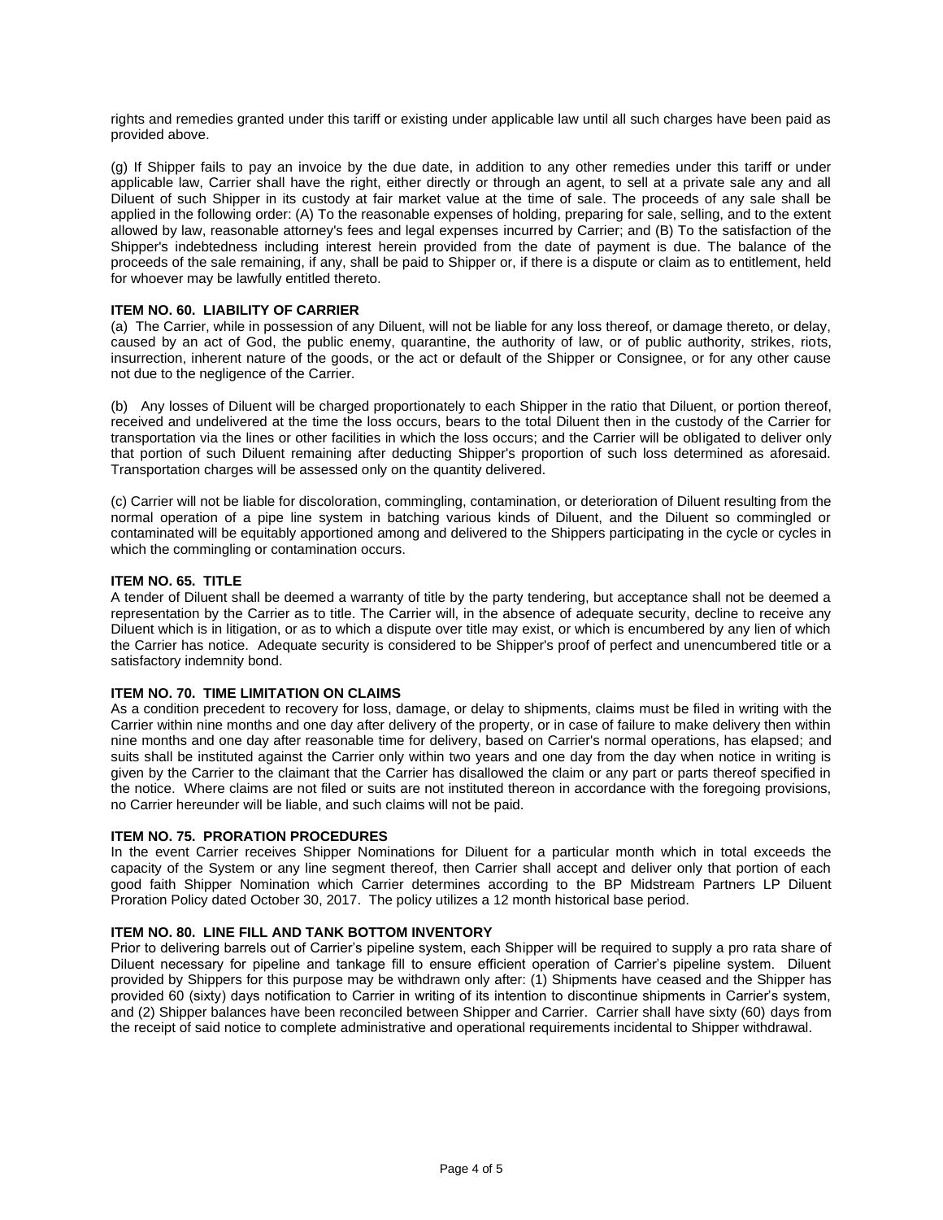rights and remedies granted under this tariff or existing under applicable law until all such charges have been paid as provided above.

(g) If Shipper fails to pay an invoice by the due date, in addition to any other remedies under this tariff or under applicable law, Carrier shall have the right, either directly or through an agent, to sell at a private sale any and all Diluent of such Shipper in its custody at fair market value at the time of sale. The proceeds of any sale shall be applied in the following order: (A) To the reasonable expenses of holding, preparing for sale, selling, and to the extent allowed by law, reasonable attorney's fees and legal expenses incurred by Carrier; and (B) To the satisfaction of the Shipper's indebtedness including interest herein provided from the date of payment is due. The balance of the proceeds of the sale remaining, if any, shall be paid to Shipper or, if there is a dispute or claim as to entitlement, held for whoever may be lawfully entitled thereto.

**ITEM NO. 60. LIABILITY OF CARRIER**

(a) The Carrier, while in possession of any Diluent, will not be liable for any loss thereof, or damage thereto, or delay, caused by an act of God, the public enemy, quarantine, the authority of law, or of public authority, strikes, riots, insurrection, inherent nature of the goods, or the act or default of the Shipper or Consignee, or for any other cause not due to the negligence of the Carrier.

(b) Any losses of Diluent will be charged proportionately to each Shipper in the ratio that Diluent, or portion thereof, received and undelivered at the time the loss occurs, bears to the total Diluent then in the custody of the Carrier for transportation via the lines or other facilities in which the loss occurs; and the Carrier will be obligated to deliver only that portion of such Diluent remaining after deducting Shipper's proportion of such loss determined as aforesaid. Transportation charges will be assessed only on the quantity delivered.

(c) Carrier will not be liable for discoloration, commingling, contamination, or deterioration of Diluent resulting from the normal operation of a pipe line system in batching various kinds of Diluent, and the Diluent so commingled or contaminated will be equitably apportioned among and delivered to the Shippers participating in the cycle or cycles in which the commingling or contamination occurs.

**ITEM NO. 65. TITLE**

A tender of Diluent shall be deemed a warranty of title by the party tendering, but acceptance shall not be deemed a representation by the Carrier as to title. The Carrier will, in the absence of adequate security, decline to receive any Diluent which is in litigation, or as to which a dispute over title may exist, or which is encumbered by any lien of which the Carrier has notice. Adequate security is considered to be Shipper's proof of perfect and unencumbered title or a satisfactory indemnity bond.

**ITEM NO. 70. TIME LIMITATION ON CLAIMS**

As a condition precedent to recovery for loss, damage, or delay to shipments, claims must be filed in writing with the Carrier within nine months and one day after delivery of the property, or in case of failure to make delivery then within nine months and one day after reasonable time for delivery, based on Carrier's normal operations, has elapsed; and suits shall be instituted against the Carrier only within two years and one day from the day when notice in writing is given by the Carrier to the claimant that the Carrier has disallowed the claim or any part or parts thereof specified in the notice. Where claims are not filed or suits are not instituted thereon in accordance with the foregoing provisions, no Carrier hereunder will be liable, and such claims will not be paid.

**ITEM NO. 75. PRORATION PROCEDURES**

In the event Carrier receives Shipper Nominations for Diluent for a particular month which in total exceeds the capacity of the System or any line segment thereof, then Carrier shall accept and deliver only that portion of each good faith Shipper Nomination which Carrier determines according to the BP Midstream Partners LP Diluent Proration Policy dated October 30, 2017. The policy utilizes a 12 month historical base period.

**ITEM NO. 80. LINE FILL AND TANK BOTTOM INVENTORY**

Prior to delivering barrels out of Carrier's pipeline system, each Shipper will be required to supply a pro rata share of Diluent necessary for pipeline and tankage fill to ensure efficient operation of Carrier's pipeline system. Diluent provided by Shippers for this purpose may be withdrawn only after: (1) Shipments have ceased and the Shipper has provided 60 (sixty) days notification to Carrier in writing of its intention to discontinue shipments in Carrier's system, and (2) Shipper balances have been reconciled between Shipper and Carrier. Carrier shall have sixty (60) days from the receipt of said notice to complete administrative and operational requirements incidental to Shipper withdrawal.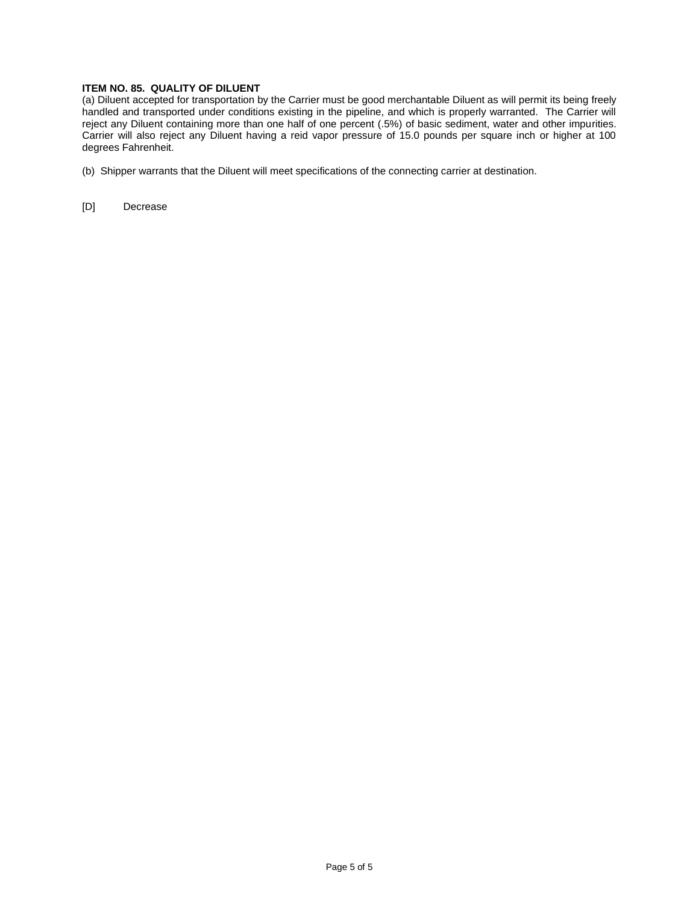**ITEM NO. 85. QUALITY OF DILUENT**

(a) Diluent accepted for transportation by the Carrier must be good merchantable Diluent as will permit its being freely handled and transported under conditions existing in the pipeline, and which is properly warranted. The Carrier will reject any Diluent containing more than one half of one percent (.5%) of basic sediment, water and other impurities. Carrier will also reject any Diluent having a reid vapor pressure of 15.0 pounds per square inch or higher at 100 degrees Fahrenheit.

(b) Shipper warrants that the Diluent will meet specifications of the connecting carrier at destination.

[D] Decrease